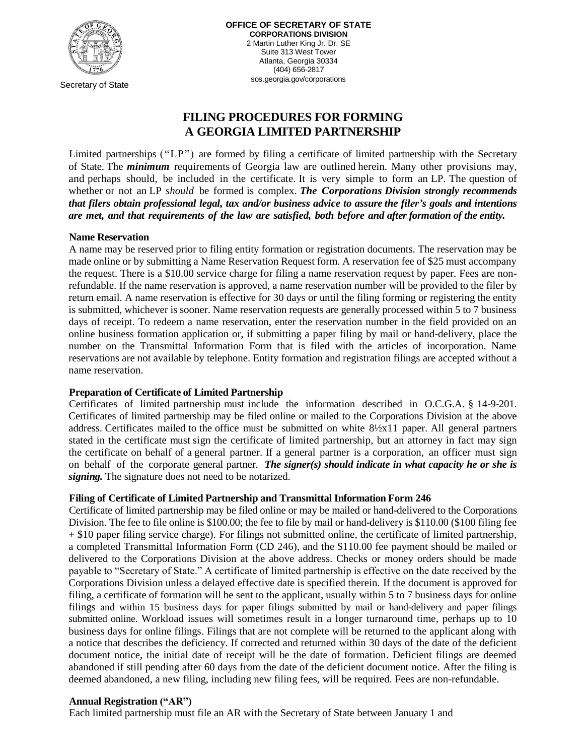Secretary of State

**OFFICE OF SECRETARY OF STATE**
**CORPORATIONS DIVISION**
2 Martin Luther King Jr. Dr. SE
Suite 313 West Tower
Atlanta, Georgia 30334
(404) 656-2817
sos.georgia.gov/corporations

# FILING PROCEDURES FOR FORMING A GEORGIA LIMITED PARTNERSHIP

Limited partnerships ("LP") are formed by filing a certificate of limited partnership with the Secretary of State. The ***minimum*** requirements of Georgia law are outlined herein. Many other provisions may, and perhaps should, be included in the certificate. It is very simple to form an LP. The question of whether or not an LP *should* be formed is complex. ***The Corporations Division strongly recommends that filers obtain professional legal, tax and/or business advice to assure the filer's goals and intentions are met, and that requirements of the law are satisfied, both before and after formation of the entity.***

### Name Reservation

A name may be reserved prior to filing entity formation or registration documents. The reservation may be made online or by submitting a Name Reservation Request form. A reservation fee of $25 must accompany the request. There is a $10.00 service charge for filing a name reservation request by paper. Fees are non-refundable. If the name reservation is approved, a name reservation number will be provided to the filer by return email. A name reservation is effective for 30 days or until the filing forming or registering the entity is submitted, whichever is sooner. Name reservation requests are generally processed within 5 to 7 business days of receipt. To redeem a name reservation, enter the reservation number in the field provided on an online business formation application or, if submitting a paper filing by mail or hand-delivery, place the number on the Transmittal Information Form that is filed with the articles of incorporation. Name reservations are not available by telephone. Entity formation and registration filings are accepted without a name reservation.

### Preparation of Certificate of Limited Partnership

Certificates of limited partnership must include the information described in O.C.G.A. § 14-9-201. Certificates of limited partnership may be filed online or mailed to the Corporations Division at the above address. Certificates mailed to the office must be submitted on white 8½x11 paper. All general partners stated in the certificate must sign the certificate of limited partnership, but an attorney in fact may sign the certificate on behalf of a general partner. If a general partner is a corporation, an officer must sign on behalf of the corporate general partner. ***The signer(s) should indicate in what capacity he or she is signing.*** The signature does not need to be notarized.

### Filing of Certificate of Limited Partnership and Transmittal Information Form 246

Certificate of limited partnership may be filed online or may be mailed or hand-delivered to the Corporations Division. The fee to file online is $100.00; the fee to file by mail or hand-delivery is $110.00 ($100 filing fee + $10 paper filing service charge). For filings not submitted online, the certificate of limited partnership, a completed Transmittal Information Form (CD 246), and the $110.00 fee payment should be mailed or delivered to the Corporations Division at the above address. Checks or money orders should be made payable to "Secretary of State." A certificate of limited partnership is effective on the date received by the Corporations Division unless a delayed effective date is specified therein. If the document is approved for filing, a certificate of formation will be sent to the applicant, usually within 5 to 7 business days for online filings and within 15 business days for paper filings submitted by mail or hand-delivery and paper filings submitted online. Workload issues will sometimes result in a longer turnaround time, perhaps up to 10 business days for online filings. Filings that are not complete will be returned to the applicant along with a notice that describes the deficiency. If corrected and returned within 30 days of the date of the deficient document notice, the initial date of receipt will be the date of formation. Deficient filings are deemed abandoned if still pending after 60 days from the date of the deficient document notice. After the filing is deemed abandoned, a new filing, including new filing fees, will be required. Fees are non-refundable.

### Annual Registration ("AR")

Each limited partnership must file an AR with the Secretary of State between January 1 and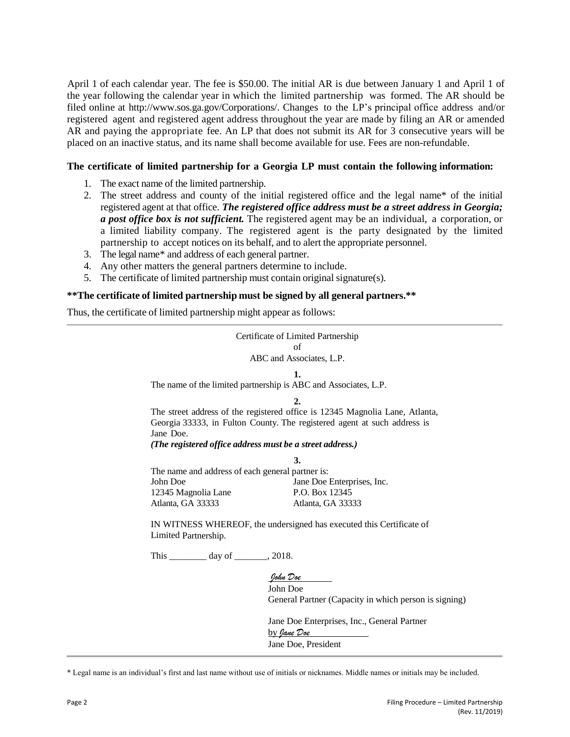April 1 of each calendar year. The fee is $50.00. The initial AR is due between January 1 and April 1 of the year following the calendar year in which the limited partnership was formed. The AR should be filed online at http://www.sos.ga.gov/Corporations/. Changes to the LP's principal office address and/or registered agent and registered agent address throughout the year are made by filing an AR or amended AR and paying the appropriate fee. An LP that does not submit its AR for 3 consecutive years will be placed on an inactive status, and its name shall become available for use. Fees are non-refundable.

**The certificate of limited partnership for a Georgia LP must contain the following information:**

1. The exact name of the limited partnership.
2. The street address and county of the initial registered office and the legal name* of the initial registered agent at that office. ***The registered office address must be a street address in Georgia; a post office box is not sufficient.*** The registered agent may be an individual, a corporation, or a limited liability company. The registered agent is the party designated by the limited partnership to accept notices on its behalf, and to alert the appropriate personnel.
3. The legal name* and address of each general partner.
4. Any other matters the general partners determine to include.
5. The certificate of limited partnership must contain original signature(s).

**\*\*The certificate of limited partnership must be signed by all general partners.\*\***

Thus, the certificate of limited partnership might appear as follows:

---

Certificate of Limited Partnership
of
ABC and Associates, L.P.

**1.**

The name of the limited partnership is ABC and Associates, L.P.

**2.**

The street address of the registered office is 12345 Magnolia Lane, Atlanta, Georgia 33333, in Fulton County. The registered agent at such address is Jane Doe.

***(The registered office address must be a street address.)***

**3.**

The name and address of each general partner is:

| John Doe | Jane Doe Enterprises, Inc. |
|---|---|
| 12345 Magnolia Lane | P.O. Box 12345 |
| Atlanta, GA 33333 | Atlanta, GA 33333 |

IN WITNESS WHEREOF, the undersigned has executed this Certificate of Limited Partnership.

This ________ day of _______, 2018.

*John Doe*
John Doe
General Partner (Capacity in which person is signing)

Jane Doe Enterprises, Inc., General Partner
by *Jane Doe*
Jane Doe, President

---

\* Legal name is an individual's first and last name without use of initials or nicknames. Middle names or initials may be included.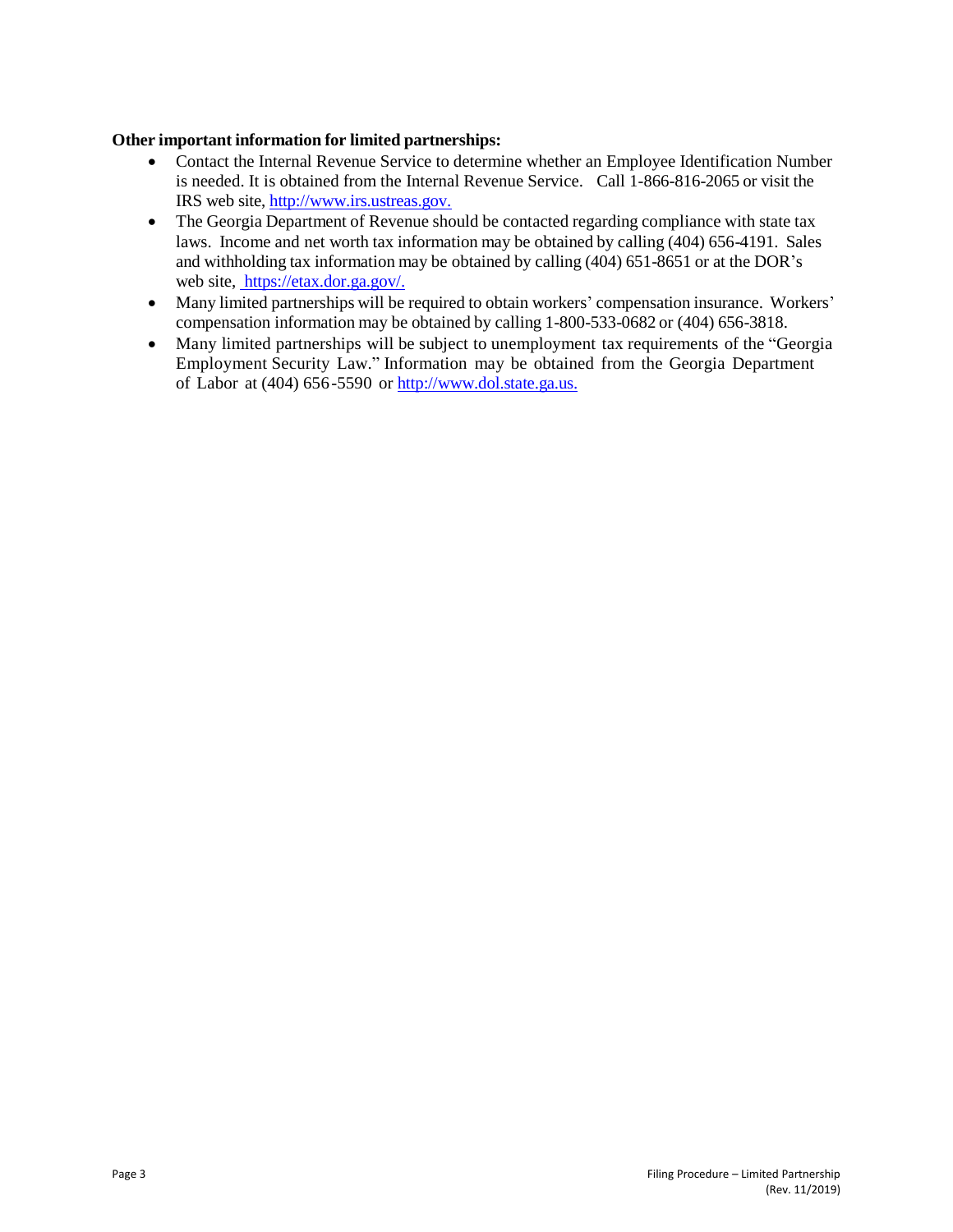**Other important information for limited partnerships:**

- Contact the Internal Revenue Service to determine whether an Employee Identification Number is needed. It is obtained from the Internal Revenue Service. Call 1-866-816-2065 or visit the IRS web site, http://www.irs.ustreas.gov.
- The Georgia Department of Revenue should be contacted regarding compliance with state tax laws. Income and net worth tax information may be obtained by calling (404) 656-4191. Sales and withholding tax information may be obtained by calling (404) 651-8651 or at the DOR's web site, https://etax.dor.ga.gov/.
- Many limited partnerships will be required to obtain workers' compensation insurance. Workers' compensation information may be obtained by calling 1-800-533-0682 or (404) 656-3818.
- Many limited partnerships will be subject to unemployment tax requirements of the "Georgia Employment Security Law." Information may be obtained from the Georgia Department of Labor at (404) 656-5590 or http://www.dol.state.ga.us.